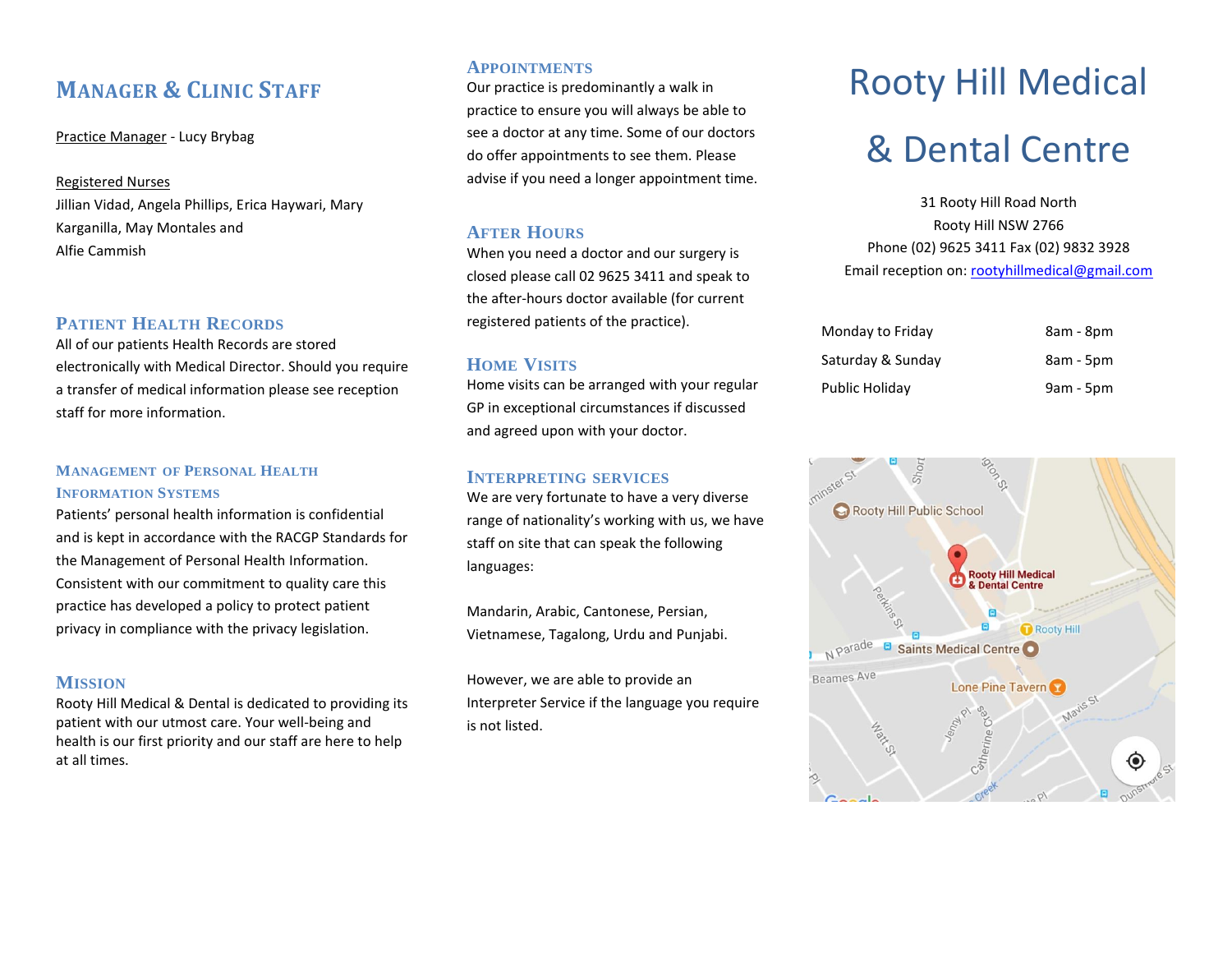## Manager & Clinic Staff

Practice Manager - Lucy Brybag

Registered Nurses
Jillian Vidad, Angela Phillips, Erica Haywari, Mary Karganilla, May Montales and Alfie Cammish

## Patient Health Records

All of our patients Health Records are stored electronically with Medical Director. Should you require a transfer of medical information please see reception staff for more information.

### Management of Personal Health Information Systems

Patients' personal health information is confidential and is kept in accordance with the RACGP Standards for the Management of Personal Health Information. Consistent with our commitment to quality care this practice has developed a policy to protect patient privacy in compliance with the privacy legislation.

## Mission

Rooty Hill Medical & Dental is dedicated to providing its patient with our utmost care. Your well-being and health is our first priority and our staff are here to help at all times.

## Appointments

Our practice is predominantly a walk in practice to ensure you will always be able to see a doctor at any time. Some of our doctors do offer appointments to see them. Please advise if you need a longer appointment time.

## After Hours

When you need a doctor and our surgery is closed please call 02 9625 3411 and speak to the after-hours doctor available (for current registered patients of the practice).

## Home Visits

Home visits can be arranged with your regular GP in exceptional circumstances if discussed and agreed upon with your doctor.

## Interpreting services

We are very fortunate to have a very diverse range of nationality's working with us, we have staff on site that can speak the following languages:

Mandarin, Arabic, Cantonese, Persian, Vietnamese, Tagalong, Urdu and Punjabi.

However, we are able to provide an Interpreter Service if the language you require is not listed.

# Rooty Hill Medical & Dental Centre

31 Rooty Hill Road North
Rooty Hill NSW 2766
Phone (02) 9625 3411 Fax (02) 9832 3928
Email reception on: rootyhillmedical@gmail.com

| | |
|---|---|
| Monday to Friday | 8am - 8pm |
| Saturday & Sunday | 8am - 5pm |
| Public Holiday | 9am - 5pm |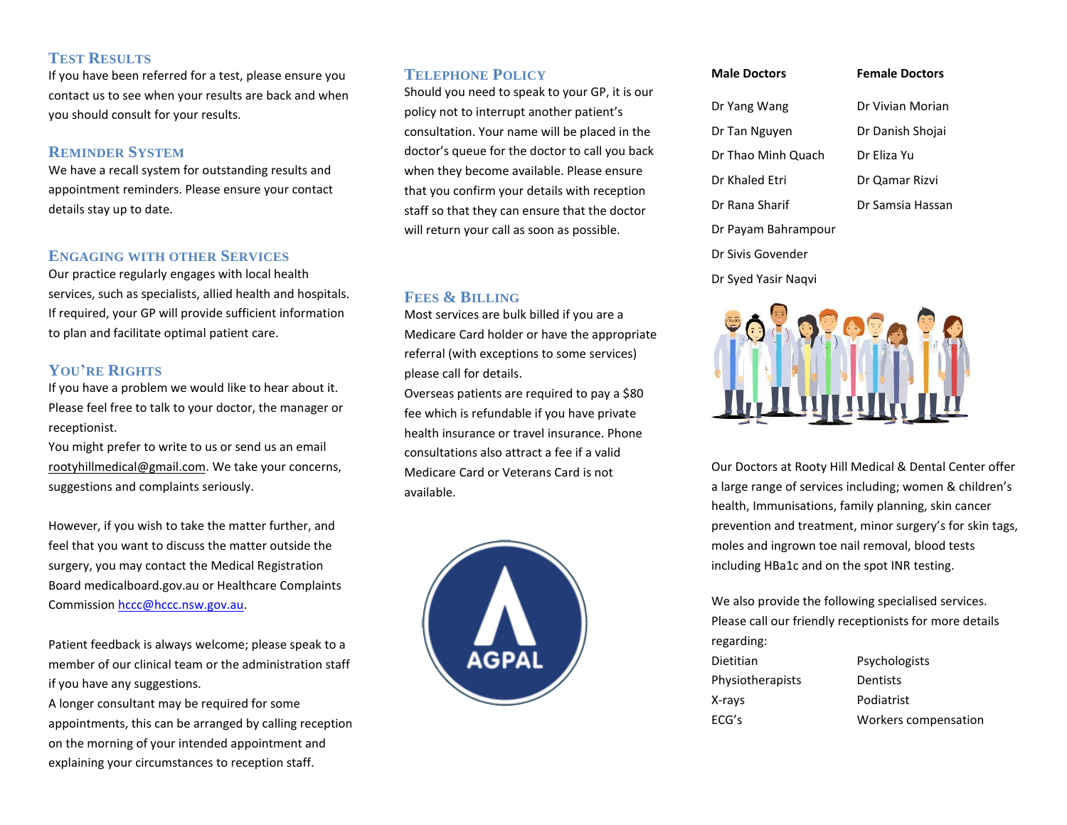## Test Results

If you have been referred for a test, please ensure you contact us to see when your results are back and when you should consult for your results.

## Reminder System

We have a recall system for outstanding results and appointment reminders. Please ensure your contact details stay up to date.

## Engaging with Other Services

Our practice regularly engages with local health services, such as specialists, allied health and hospitals. If required, your GP will provide sufficient information to plan and facilitate optimal patient care.

## You're Rights

If you have a problem we would like to hear about it. Please feel free to talk to your doctor, the manager or receptionist.

You might prefer to write to us or send us an email rootyhillmedical@gmail.com. We take your concerns, suggestions and complaints seriously.

However, if you wish to take the matter further, and feel that you want to discuss the matter outside the surgery, you may contact the Medical Registration Board medicalboard.gov.au or Healthcare Complaints Commission hccc@hccc.nsw.gov.au.

Patient feedback is always welcome; please speak to a member of our clinical team or the administration staff if you have any suggestions.

A longer consultant may be required for some appointments, this can be arranged by calling reception on the morning of your intended appointment and explaining your circumstances to reception staff.

## Telephone Policy

Should you need to speak to your GP, it is our policy not to interrupt another patient's consultation. Your name will be placed in the doctor's queue for the doctor to call you back when they become available. Please ensure that you confirm your details with reception staff so that they can ensure that the doctor will return your call as soon as possible.

## Fees & Billing

Most services are bulk billed if you are a Medicare Card holder or have the appropriate referral (with exceptions to some services) please call for details.

Overseas patients are required to pay a $80 fee which is refundable if you have private health insurance or travel insurance. Phone consultations also attract a fee if a valid Medicare Card or Veterans Card is not available.

AGPAL

| **Male Doctors** | **Female Doctors** |
| --- | --- |
| Dr Yang Wang | Dr Vivian Morian |
| Dr Tan Nguyen | Dr Danish Shojai |
| Dr Thao Minh Quach | Dr Eliza Yu |
| Dr Khaled Etri | Dr Qamar Rizvi |
| Dr Rana Sharif | Dr Samsia Hassan |
| Dr Payam Bahrampour | |
| Dr Sivis Govender | |
| Dr Syed Yasir Naqvi | |

Our Doctors at Rooty Hill Medical & Dental Center offer a large range of services including; women & children's health, Immunisations, family planning, skin cancer prevention and treatment, minor surgery's for skin tags, moles and ingrown toe nail removal, blood tests including HBa1c and on the spot INR testing.

We also provide the following specialised services. Please call our friendly receptionists for more details regarding:

| | |
| --- | --- |
| Dietitian | Psychologists |
| Physiotherapists | Dentists |
| X-rays | Podiatrist |
| ECG's | Workers compensation |